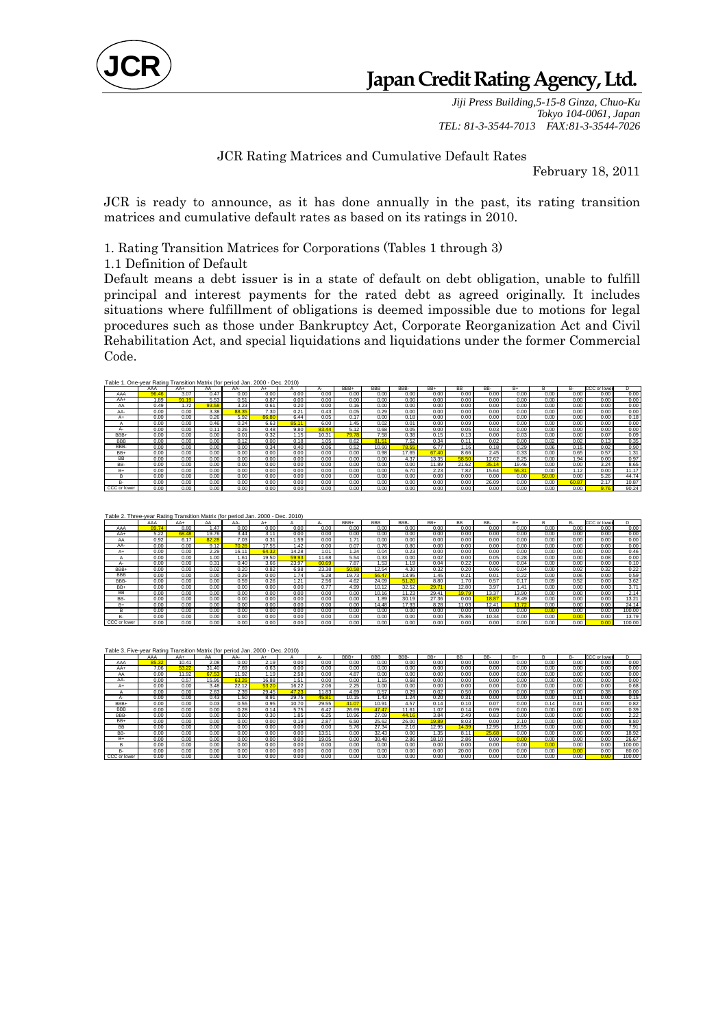JCR

# Japan Credit Rating Agency, Ltd.

*Jiji Press Building,5-15-8 Ginza, Chuo-Ku*
*Tokyo 104-0061, Japan*
*TEL: 81-3-3544-7013 FAX:81-3-3544-7026*

JCR Rating Matrices and Cumulative Default Rates

February 18, 2011

JCR is ready to announce, as it has done annually in the past, its rating transition matrices and cumulative default rates as based on its ratings in 2010.

1. Rating Transition Matrices for Corporations (Tables 1 through 3)

1.1 Definition of Default

Default means a debt issuer is in a state of default on debt obligation, unable to fulfill principal and interest payments for the rated debt as agreed originally. It includes situations where fulfillment of obligations is deemed impossible due to motions for legal procedures such as those under Bankruptcy Act, Corporate Reorganization Act and Civil Rehabilitation Act, and special liquidations and liquidations under the former Commercial Code.

Table 1. One-year Rating Transition Matrix (for period Jan. 2000 - Dec. 2010)

| | AAA | AA+ | AA | AA- | A+ | A | A- | BBB+ | BBB | BBB- | BB+ | BB | BB- | B+ | B | B- | CCC or lower | D |
|---|---|---|---|---|---|---|---|---|---|---|---|---|---|---|---|---|---|---|
| AAA | 96.46 | 3.07 | 0.47 | 0.00 | 0.00 | 0.00 | 0.00 | 0.00 | 0.00 | 0.00 | 0.00 | 0.00 | 0.00 | 0.00 | 0.00 | 0.00 | 0.00 | 0.00 |
| AA+ | 1.89 | 91.19 | 5.53 | 0.51 | 0.87 | 0.00 | 0.00 | 0.00 | 0.00 | 0.00 | 0.00 | 0.00 | 0.00 | 0.00 | 0.00 | 0.00 | 0.00 | 0.00 |
| AA | 0.49 | 1.72 | 93.58 | 3.23 | 0.61 | 0.20 | 0.00 | 0.16 | 0.00 | 0.00 | 0.00 | 0.00 | 0.00 | 0.00 | 0.00 | 0.00 | 0.00 | 0.00 |
| AA- | 0.00 | 0.00 | 3.38 | 88.35 | 7.30 | 0.21 | 0.43 | 0.05 | 0.29 | 0.00 | 0.00 | 0.00 | 0.00 | 0.00 | 0.00 | 0.00 | 0.00 | 0.00 |
| A+ | 0.00 | 0.00 | 0.26 | 5.92 | 86.80 | 6.44 | 0.05 | 0.17 | 0.00 | 0.18 | 0.00 | 0.00 | 0.00 | 0.00 | 0.00 | 0.00 | 0.00 | 0.18 |
| A | 0.00 | 0.00 | 0.46 | 0.24 | 6.63 | 85.11 | 6.00 | 1.45 | 0.02 | 0.01 | 0.00 | 0.09 | 0.00 | 0.00 | 0.00 | 0.00 | 0.00 | 0.00 |
| A- | 0.00 | 0.00 | 0.11 | 0.26 | 0.48 | 9.80 | 83.44 | 5.12 | 0.68 | 0.05 | 0.00 | 0.05 | 0.03 | 0.00 | 0.00 | 0.00 | 0.00 | 0.00 |
| BBB+ | 0.00 | 0.00 | 0.00 | 0.01 | 0.32 | 1.15 | 10.31 | 79.78 | 7.58 | 0.38 | 0.15 | 0.13 | 0.00 | 0.03 | 0.00 | 0.00 | 0.07 | 0.09 |
| BBB | 0.00 | 0.00 | 0.00 | 0.12 | 0.00 | 0.18 | 1.05 | 8.62 | 81.51 | 7.52 | 0.34 | 0.11 | 0.02 | 0.00 | 0.02 | 0.02 | 0.13 | 0.35 |
| BBB- | 0.00 | 0.00 | 0.00 | 0.00 | 0.34 | 0.40 | 0.06 | 0.52 | 10.60 | 78.55 | 6.77 | 1.16 | 0.18 | 0.29 | 0.06 | 0.15 | 0.02 | 0.90 |
| BB+ | 0.00 | 0.00 | 0.00 | 0.00 | 0.00 | 0.00 | 0.00 | 0.98 | 17.65 | 67.40 | 8.66 | 2.45 | 0.33 | 0.00 | 0.65 | 0.57 | 1.31 | |
| BB | 0.00 | 0.00 | 0.00 | 0.00 | 0.00 | 0.00 | 0.00 | 0.00 | 0.00 | 4.37 | 13.35 | 58.50 | 12.62 | 8.25 | 0.00 | 1.94 | 0.00 | 0.97 |
| BB- | 0.00 | 0.00 | 0.00 | 0.00 | 0.00 | 0.00 | 0.00 | 0.00 | 0.00 | 0.00 | 11.89 | 21.62 | 35.14 | 19.46 | 0.00 | 0.00 | 3.24 | 8.65 |
| B+ | 0.00 | 0.00 | 0.00 | 0.00 | 0.00 | 0.00 | 0.00 | 0.00 | 0.00 | 6.70 | 2.23 | 7.82 | 15.64 | 55.31 | 0.00 | 1.12 | 0.00 | 11.17 |
| B | 0.00 | 0.00 | 0.00 | 0.00 | 0.00 | 0.00 | 0.00 | 0.00 | 0.00 | 0.00 | 0.00 | 0.00 | 0.00 | 0.00 | 50.00 | 0.00 | 5.26 | 44.74 |
| B- | 0.00 | 0.00 | 0.00 | 0.00 | 0.00 | 0.00 | 0.00 | 0.00 | 0.00 | 0.00 | 0.00 | 0.00 | 26.09 | 0.00 | 0.00 | 60.87 | 2.17 | 10.87 |
| CCC or lower | 0.00 | 0.00 | 0.00 | 0.00 | 0.00 | 0.00 | 0.00 | 0.00 | 0.00 | 0.00 | 0.00 | 0.00 | 0.00 | 0.00 | 0.00 | 0.00 | 9.76 | 90.24 |

Table 2. Three-year Rating Transition Matrix (for period Jan. 2000 - Dec. 2010)

| | AAA | AA+ | AA | AA- | A+ | A | A- | BBB+ | BBB | BBB- | BB+ | BB | BB- | B+ | B | B- | CCC or lower | D |
|---|---|---|---|---|---|---|---|---|---|---|---|---|---|---|---|---|---|---|
| AAA | 89.74 | 8.80 | 1.47 | 0.00 | 0.00 | 0.00 | 0.00 | 0.00 | 0.00 | 0.00 | 0.00 | 0.00 | 0.00 | 0.00 | 0.00 | 0.00 | 0.00 | 0.00 |
| AA+ | 5.22 | 68.48 | 19.76 | 3.44 | 3.11 | 0.00 | 0.00 | 0.00 | 0.00 | 0.00 | 0.00 | 0.00 | 0.00 | 0.00 | 0.00 | 0.00 | 0.00 | 0.00 |
| AA | 0.92 | 6.17 | 82.28 | 7.03 | 0.31 | 1.59 | 0.00 | 1.71 | 0.00 | 0.00 | 0.00 | 0.00 | 0.00 | 0.00 | 0.00 | 0.00 | 0.00 | 0.00 |
| AA- | 0.00 | 0.00 | 9.12 | 70.28 | 17.55 | 1.42 | 0.00 | 0.07 | 0.76 | 0.80 | 0.00 | 0.00 | 0.00 | 0.00 | 0.00 | 0.00 | 0.00 | 0.00 |
| A+ | 0.00 | 0.00 | 2.29 | 16.11 | 64.32 | 14.28 | 1.01 | 1.24 | 0.04 | 0.23 | 0.00 | 0.00 | 0.00 | 0.00 | 0.00 | 0.00 | 0.00 | 0.46 |
| A | 0.00 | 0.00 | 1.00 | 1.61 | 19.50 | 59.93 | 11.68 | 5.54 | 0.33 | 0.00 | 0.02 | 0.00 | 0.05 | 0.28 | 0.00 | 0.00 | 0.08 | 0.00 |
| A- | 0.00 | 0.00 | 0.31 | 0.40 | 3.66 | 23.97 | 60.69 | 7.87 | 1.53 | 1.13 | 0.04 | 0.22 | 0.00 | 0.04 | 0.00 | 0.00 | 0.00 | 0.10 |
| BBB+ | 0.00 | 0.00 | 0.02 | 0.20 | 0.82 | 6.98 | 23.38 | 50.58 | 12.54 | 4.30 | 0.32 | 0.20 | 0.06 | 0.04 | 0.00 | 0.02 | 0.32 | 0.22 |
| BBB | 0.00 | 0.00 | 0.00 | 0.29 | 0.00 | 1.74 | 5.28 | 19.73 | 56.47 | 13.95 | 1.45 | 0.21 | 0.01 | 0.22 | 0.00 | 0.06 | 0.00 | 0.59 |
| BBB- | 0.00 | 0.00 | 0.00 | 0.59 | 0.26 | 1.21 | 2.56 | 4.62 | 24.09 | 51.20 | 8.80 | 1.70 | 0.57 | 0.17 | 0.09 | 0.52 | 0.00 | 3.62 |
| BB+ | 0.00 | 0.00 | 0.00 | 0.00 | 0.00 | 0.00 | 0.77 | 4.99 | 10.12 | 32.52 | 29.71 | 12.80 | 3.97 | 1.41 | 0.00 | 0.00 | 0.00 | 3.71 |
| BB | 0.00 | 0.00 | 0.00 | 0.00 | 0.00 | 0.00 | 0.00 | 0.00 | 10.16 | 11.23 | 29.41 | 19.79 | 13.37 | 13.90 | 0.00 | 0.00 | 0.00 | 2.14 |
| BB- | 0.00 | 0.00 | 0.00 | 0.00 | 0.00 | 0.00 | 0.00 | 0.00 | 1.89 | 30.19 | 27.36 | 0.00 | 18.87 | 8.49 | 0.00 | 0.00 | 0.00 | 13.21 |
| B+ | 0.00 | 0.00 | 0.00 | 0.00 | 0.00 | 0.00 | 0.00 | 0.00 | 14.48 | 17.93 | 8.28 | 11.03 | 12.41 | 11.72 | 0.00 | 0.00 | 0.00 | 24.14 |
| B | 0.00 | 0.00 | 0.00 | 0.00 | 0.00 | 0.00 | 0.00 | 0.00 | 0.00 | 0.00 | 0.00 | 0.00 | 0.00 | 0.00 | 0.00 | 0.00 | 0.00 | 100.00 |
| B- | 0.00 | 0.00 | 0.00 | 0.00 | 0.00 | 0.00 | 0.00 | 0.00 | 0.00 | 0.00 | 0.00 | 75.86 | 10.34 | 0.00 | 0.00 | 0.00 | 0.00 | 13.79 |
| CCC or lower | 0.00 | 0.00 | 0.00 | 0.00 | 0.00 | 0.00 | 0.00 | 0.00 | 0.00 | 0.00 | 0.00 | 0.00 | 0.00 | 0.00 | 0.00 | 0.00 | 0.00 | 100.00 |

Table 3. Five-year Rating Transition Matrix (for period Jan. 2000 - Dec. 2010)

| | AAA | AA+ | AA | AA- | A+ | A | A- | BBB+ | BBB | BBB- | BB+ | BB | BB- | B+ | B | B- | CCC or lower | D |
|---|---|---|---|---|---|---|---|---|---|---|---|---|---|---|---|---|---|---|
| AAA | 85.32 | 10.41 | 2.08 | 0.00 | 2.19 | 0.00 | 0.00 | 0.00 | 0.00 | 0.00 | 0.00 | 0.00 | 0.00 | 0.00 | 0.00 | 0.00 | 0.00 | 0.00 |
| AA+ | 7.06 | 53.22 | 31.40 | 7.69 | 0.63 | 0.00 | 0.00 | 0.00 | 0.00 | 0.00 | 0.00 | 0.00 | 0.00 | 0.00 | 0.00 | 0.00 | 0.00 | 0.00 |
| AA | 0.00 | 11.92 | 67.53 | 11.92 | 1.19 | 2.58 | 0.00 | 4.87 | 0.00 | 0.00 | 0.00 | 0.00 | 0.00 | 0.00 | 0.00 | 0.00 | 0.00 | 0.00 |
| AA- | 0.00 | 0.57 | 15.95 | 63.26 | 16.88 | 1.51 | 0.00 | 0.00 | 1.15 | 0.68 | 0.00 | 0.00 | 0.00 | 0.00 | 0.00 | 0.00 | 0.00 | 0.00 |
| A+ | 0.00 | 0.00 | 3.48 | 22.12 | 53.20 | 16.22 | 2.06 | 2.25 | 0.00 | 0.00 | 0.00 | 0.00 | 0.00 | 0.00 | 0.00 | 0.00 | 0.00 | 0.68 |
| A | 0.00 | 0.00 | 2.63 | 2.39 | 29.45 | 47.23 | 11.83 | 4.69 | 0.57 | 0.29 | 0.02 | 0.50 | 0.00 | 0.00 | 0.00 | 0.00 | 0.38 | 0.00 |
| A- | 0.00 | 0.00 | 0.43 | 1.50 | 8.91 | 29.75 | 45.81 | 10.15 | 1.43 | 1.24 | 0.20 | 0.31 | 0.00 | 0.00 | 0.00 | 0.11 | 0.00 | 0.15 |
| BBB+ | 0.00 | 0.00 | 0.03 | 0.55 | 0.95 | 10.70 | 29.55 | 41.07 | 10.91 | 4.57 | 0.14 | 0.10 | 0.07 | 0.00 | 0.14 | 0.41 | 0.00 | 0.82 |
| BBB | 0.00 | 0.00 | 0.00 | 0.28 | 0.14 | 5.75 | 6.42 | 26.69 | 47.47 | 11.61 | 1.02 | 0.14 | 0.09 | 0.00 | 0.00 | 0.00 | 0.00 | 0.39 |
| BBB- | 0.00 | 0.00 | 0.00 | 0.00 | 0.30 | 1.85 | 6.25 | 10.96 | 27.09 | 44.16 | 3.84 | 2.49 | 0.83 | 0.00 | 0.00 | 0.00 | 0.00 | 2.22 |
| BB+ | 0.00 | 0.00 | 0.00 | 0.00 | 0.00 | 0.19 | 2.87 | 6.50 | 25.62 | 26.00 | 19.89 | 8.03 | 0.00 | 2.10 | 0.00 | 0.00 | 0.00 | 8.80 |
| BB | 0.00 | 0.00 | 0.00 | 0.00 | 0.00 | 0.00 | 0.00 | 5.76 | 27.34 | 2.16 | 12.95 | 14.39 | 12.95 | 16.55 | 0.00 | 0.00 | 0.00 | 7.91 |
| BB- | 0.00 | 0.00 | 0.00 | 0.00 | 0.00 | 0.00 | 13.51 | 0.00 | 32.43 | 0.00 | 1.35 | 8.11 | 25.68 | 0.00 | 0.00 | 0.00 | 0.00 | 18.92 |
| B+ | 0.00 | 0.00 | 0.00 | 0.00 | 0.00 | 0.00 | 19.05 | 0.00 | 30.48 | 2.86 | 18.10 | 2.86 | 0.00 | 0.00 | 0.00 | 0.00 | 0.00 | 26.67 |
| B | 0.00 | 0.00 | 0.00 | 0.00 | 0.00 | 0.00 | 0.00 | 0.00 | 0.00 | 0.00 | 0.00 | 0.00 | 0.00 | 0.00 | 0.00 | 0.00 | 0.00 | 100.00 |
| B- | 0.00 | 0.00 | 0.00 | 0.00 | 0.00 | 0.00 | 0.00 | 0.00 | 0.00 | 0.00 | 0.00 | 20.00 | 0.00 | 0.00 | 0.00 | 0.00 | 0.00 | 80.00 |
| CCC or lower | 0.00 | 0.00 | 0.00 | 0.00 | 0.00 | 0.00 | 0.00 | 0.00 | 0.00 | 0.00 | 0.00 | 0.00 | 0.00 | 0.00 | 0.00 | 0.00 | 0.00 | 100.00 |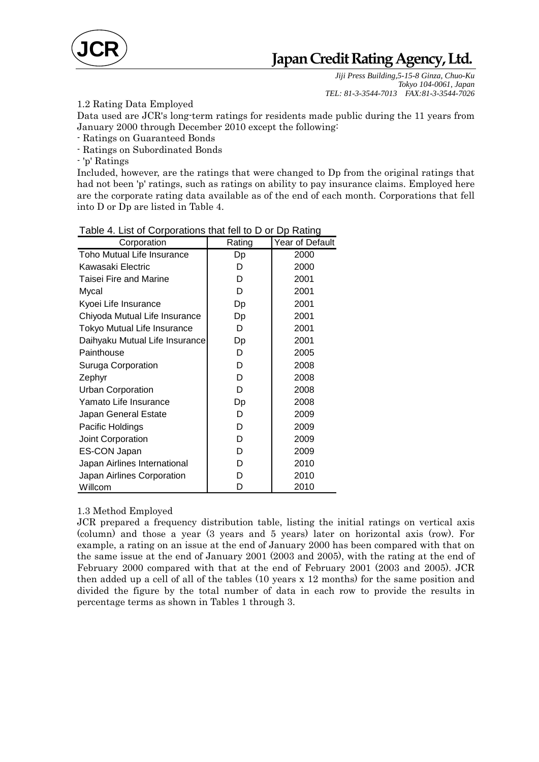1.2 Rating Data Employed

Data used are JCR's long-term ratings for residents made public during the 11 years from January 2000 through December 2010 except the following:

- Ratings on Guaranteed Bonds
- Ratings on Subordinated Bonds
- 'p' Ratings

Included, however, are the ratings that were changed to Dp from the original ratings that had not been 'p' ratings, such as ratings on ability to pay insurance claims. Employed here are the corporate rating data available as of the end of each month. Corporations that fell into D or Dp are listed in Table 4.

Table 4. List of Corporations that fell to D or Dp Rating

| Corporation | Rating | Year of Default |
|---|---|---|
| Toho Mutual Life Insurance | Dp | 2000 |
| Kawasaki Electric | D | 2000 |
| Taisei Fire and Marine | D | 2001 |
| Mycal | D | 2001 |
| Kyoei Life Insurance | Dp | 2001 |
| Chiyoda Mutual Life Insurance | Dp | 2001 |
| Tokyo Mutual Life Insurance | D | 2001 |
| Daihyaku Mutual Life Insurance | Dp | 2001 |
| Painthouse | D | 2005 |
| Suruga Corporation | D | 2008 |
| Zephyr | D | 2008 |
| Urban Corporation | D | 2008 |
| Yamato Life Insurance | Dp | 2008 |
| Japan General Estate | D | 2009 |
| Pacific Holdings | D | 2009 |
| Joint Corporation | D | 2009 |
| ES-CON Japan | D | 2009 |
| Japan Airlines International | D | 2010 |
| Japan Airlines Corporation | D | 2010 |
| Willcom | D | 2010 |

1.3 Method Employed

JCR prepared a frequency distribution table, listing the initial ratings on vertical axis (column) and those a year (3 years and 5 years) later on horizontal axis (row). For example, a rating on an issue at the end of January 2000 has been compared with that on the same issue at the end of January 2001 (2003 and 2005), with the rating at the end of February 2000 compared with that at the end of February 2001 (2003 and 2005). JCR then added up a cell of all of the tables (10 years x 12 months) for the same position and divided the figure by the total number of data in each row to provide the results in percentage terms as shown in Tables 1 through 3.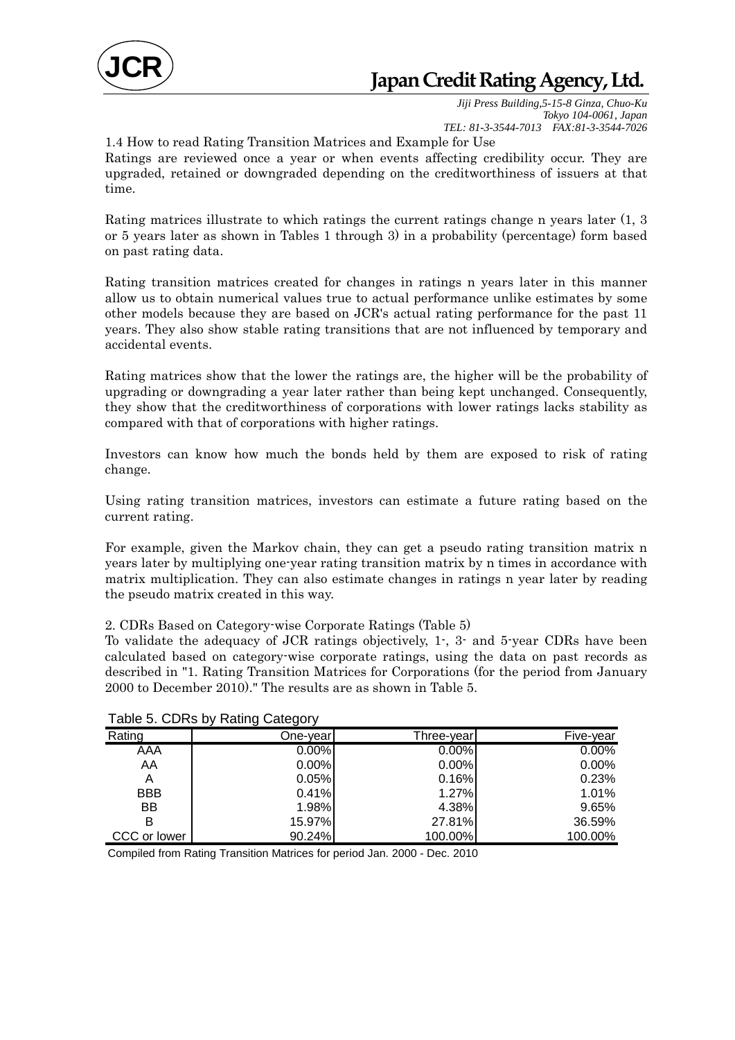### 1.4 How to read Rating Transition Matrices and Example for Use

Ratings are reviewed once a year or when events affecting credibility occur. They are upgraded, retained or downgraded depending on the creditworthiness of issuers at that time.

Rating matrices illustrate to which ratings the current ratings change n years later (1, 3 or 5 years later as shown in Tables 1 through 3) in a probability (percentage) form based on past rating data.

Rating transition matrices created for changes in ratings n years later in this manner allow us to obtain numerical values true to actual performance unlike estimates by some other models because they are based on JCR's actual rating performance for the past 11 years. They also show stable rating transitions that are not influenced by temporary and accidental events.

Rating matrices show that the lower the ratings are, the higher will be the probability of upgrading or downgrading a year later rather than being kept unchanged. Consequently, they show that the creditworthiness of corporations with lower ratings lacks stability as compared with that of corporations with higher ratings.

Investors can know how much the bonds held by them are exposed to risk of rating change.

Using rating transition matrices, investors can estimate a future rating based on the current rating.

For example, given the Markov chain, they can get a pseudo rating transition matrix n years later by multiplying one-year rating transition matrix by n times in accordance with matrix multiplication. They can also estimate changes in ratings n year later by reading the pseudo matrix created in this way.

## 2. CDRs Based on Category-wise Corporate Ratings (Table 5)

To validate the adequacy of JCR ratings objectively, 1-, 3- and 5-year CDRs have been calculated based on category-wise corporate ratings, using the data on past records as described in "1. Rating Transition Matrices for Corporations (for the period from January 2000 to December 2010)." The results are as shown in Table 5.

Table 5. CDRs by Rating Category

| Rating | One-year | Three-year | Five-year |
|---|---|---|---|
| AAA | 0.00% | 0.00% | 0.00% |
| AA | 0.00% | 0.00% | 0.00% |
| A | 0.05% | 0.16% | 0.23% |
| BBB | 0.41% | 1.27% | 1.01% |
| BB | 1.98% | 4.38% | 9.65% |
| B | 15.97% | 27.81% | 36.59% |
| CCC or lower | 90.24% | 100.00% | 100.00% |

Compiled from Rating Transition Matrices for period Jan. 2000 - Dec. 2010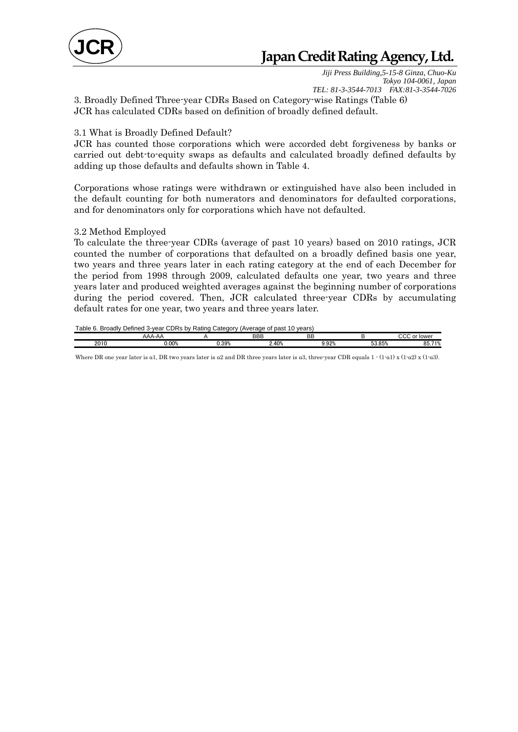3. Broadly Defined Three-year CDRs Based on Category-wise Ratings (Table 6)
JCR has calculated CDRs based on definition of broadly defined default.

3.1 What is Broadly Defined Default?
JCR has counted those corporations which were accorded debt forgiveness by banks or carried out debt-to-equity swaps as defaults and calculated broadly defined defaults by adding up those defaults and defaults shown in Table 4.

Corporations whose ratings were withdrawn or extinguished have also been included in the default counting for both numerators and denominators for defaulted corporations, and for denominators only for corporations which have not defaulted.

3.2 Method Employed
To calculate the three-year CDRs (average of past 10 years) based on 2010 ratings, JCR counted the number of corporations that defaulted on a broadly defined basis one year, two years and three years later in each rating category at the end of each December for the period from 1998 through 2009, calculated defaults one year, two years and three years later and produced weighted averages against the beginning number of corporations during the period covered. Then, JCR calculated three-year CDRs by accumulating default rates for one year, two years and three years later.

Table 6. Broadly Defined 3-year CDRs by Rating Category (Average of past 10 years)

| | AAA-AA | A | BBB | BB | B | CCC or lower |
|---|---|---|---|---|---|---|
| 2010 | 0.00% | 0.39% | 2.40% | 9.92% | 53.85% | 85.71% |

Where DR one year later is $\alpha 1$, DR two years later is $\alpha 2$ and DR three years later is $\alpha 3$, three-year CDR equals $1 - (1-\alpha 1) \times (1-\alpha 2) \times (1-\alpha 3)$.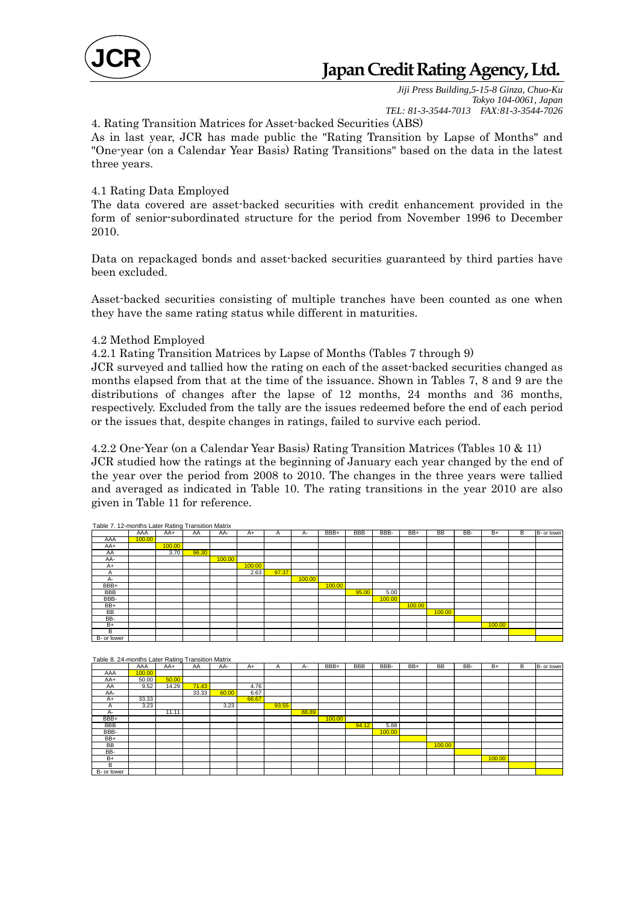4. Rating Transition Matrices for Asset-backed Securities (ABS)

As in last year, JCR has made public the "Rating Transition by Lapse of Months" and "One-year (on a Calendar Year Basis) Rating Transitions" based on the data in the latest three years.

4.1 Rating Data Employed

The data covered are asset-backed securities with credit enhancement provided in the form of senior-subordinated structure for the period from November 1996 to December 2010.

Data on repackaged bonds and asset-backed securities guaranteed by third parties have been excluded.

Asset-backed securities consisting of multiple tranches have been counted as one when they have the same rating status while different in maturities.

4.2 Method Employed

4.2.1 Rating Transition Matrices by Lapse of Months (Tables 7 through 9)

JCR surveyed and tallied how the rating on each of the asset-backed securities changed as months elapsed from that at the time of the issuance. Shown in Tables 7, 8 and 9 are the distributions of changes after the lapse of 12 months, 24 months and 36 months, respectively. Excluded from the tally are the issues redeemed before the end of each period or the issues that, despite changes in ratings, failed to survive each period.

4.2.2 One-Year (on a Calendar Year Basis) Rating Transition Matrices (Tables 10 & 11)

JCR studied how the ratings at the beginning of January each year changed by the end of the year over the period from 2008 to 2010. The changes in the three years were tallied and averaged as indicated in Table 10. The rating transitions in the year 2010 are also given in Table 11 for reference.

Table 7. 12-months Later Rating Transition Matrix

| | AAA | AA+ | AA | AA- | A+ | A | A- | BBB+ | BBB | BBB- | BB+ | BB | BB- | B+ | B | B- or lower |
|---|---|---|---|---|---|---|---|---|---|---|---|---|---|---|---|---|
| AAA | 100.00 | | | | | | | | | | | | | | | |
| AA+ | | 100.00 | | | | | | | | | | | | | | |
| AA | | 3.70 | 96.30 | | | | | | | | | | | | | |
| AA- | | | | 100.00 | | | | | | | | | | | | |
| A+ | | | | | 100.00 | | | | | | | | | | | |
| A | | | | | 2.63 | 97.37 | | | | | | | | | | |
| A- | | | | | | | 100.00 | | | | | | | | | |
| BBB+ | | | | | | | | 100.00 | | | | | | | | |
| BBB | | | | | | | | | 95.00 | 5.00 | | | | | | |
| BBB- | | | | | | | | | | 100.00 | | | | | | |
| BB+ | | | | | | | | | | | 100.00 | | | | | |
| BB | | | | | | | | | | | | 100.00 | | | | |
| BB- | | | | | | | | | | | | | | | | |
| B+ | | | | | | | | | | | | | | 100.00 | | |
| B | | | | | | | | | | | | | | | | |
| B- or lower | | | | | | | | | | | | | | | | |

Table 8. 24-months Later Rating Transition Matrix

| | AAA | AA+ | AA | AA- | A+ | A | A- | BBB+ | BBB | BBB- | BB+ | BB | BB- | B+ | B | B- or lower |
|---|---|---|---|---|---|---|---|---|---|---|---|---|---|---|---|---|
| AAA | 100.00 | | | | | | | | | | | | | | | |
| AA+ | 50.00 | 50.00 | | | | | | | | | | | | | | |
| AA | 9.52 | 14.29 | 71.43 | | 4.76 | | | | | | | | | | | |
| AA- | | | 33.33 | 60.00 | 6.67 | | | | | | | | | | | |
| A+ | 33.33 | | | | 66.67 | | | | | | | | | | | |
| A | 3.23 | | | 3.23 | | 93.55 | | | | | | | | | | |
| A- | | 11.11 | | | | | 88.89 | | | | | | | | | |
| BBB+ | | | | | | | | 100.00 | | | | | | | | |
| BBB | | | | | | | | | 94.12 | 5.88 | | | | | | |
| BBB- | | | | | | | | | | 100.00 | | | | | | |
| BB+ | | | | | | | | | | | | | | | | |
| BB | | | | | | | | | | | | 100.00 | | | | |
| BB- | | | | | | | | | | | | | | | | |
| B+ | | | | | | | | | | | | | | 100.00 | | |
| B | | | | | | | | | | | | | | | | |
| B- or lower | | | | | | | | | | | | | | | | |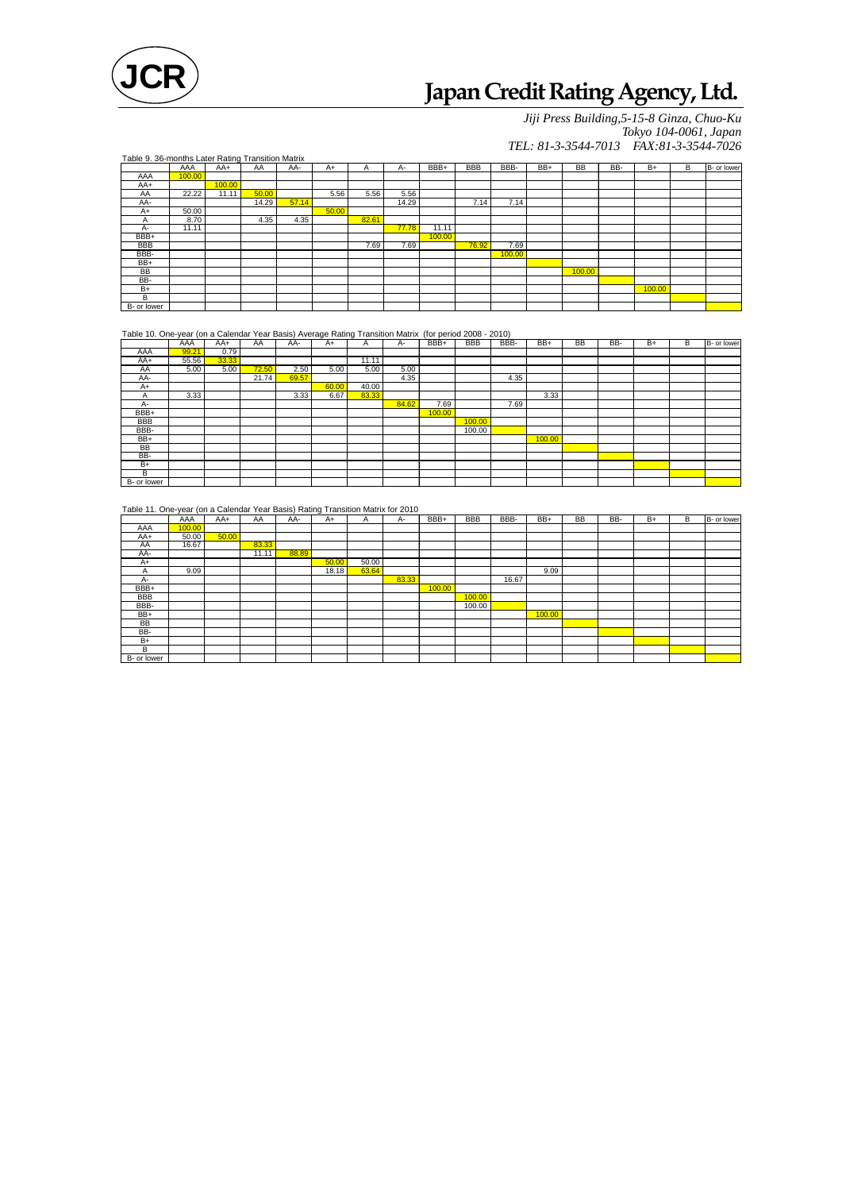# Japan Credit Rating Agency, Ltd.

*Jiji Press Building, 5-15-8 Ginza, Chuo-Ku*
*Tokyo 104-0061, Japan*
*TEL: 81-3-3544-7013 FAX: 81-3-3544-7026*

Table 9. 36-months Later Rating Transition Matrix

| | AAA | AA+ | AA | AA- | A+ | A | A- | BBB+ | BBB | BBB- | BB+ | BB | BB- | B+ | B | B- or lower |
|---|---|---|---|---|---|---|---|---|---|---|---|---|---|---|---|---|
| AAA | 100.00 | | | | | | | | | | | | | | | |
| AA+ | | 100.00 | | | | | | | | | | | | | | |
| AA | 22.22 | 11.11 | 50.00 | | 5.56 | 5.56 | 5.56 | | | | | | | | | |
| AA- | | | 14.29 | 57.14 | | | 14.29 | | 7.14 | 7.14 | | | | | | |
| A+ | 50.00 | | | | 50.00 | | | | | | | | | | | |
| A | 8.70 | | 4.35 | 4.35 | | 82.61 | | | | | | | | | | |
| A- | 11.11 | | | | | | 77.78 | 11.11 | | | | | | | | |
| BBB+ | | | | | | | | 100.00 | | | | | | | | |
| BBB | | | | | | 7.69 | 7.69 | | 76.92 | 7.69 | | | | | | |
| BBB- | | | | | | | | | | 100.00 | | | | | | |
| BB+ | | | | | | | | | | | | | | | | |
| BB | | | | | | | | | | | | 100.00 | | | | |
| BB- | | | | | | | | | | | | | | | | |
| B+ | | | | | | | | | | | | | | 100.00 | | |
| B | | | | | | | | | | | | | | | | |
| B- or lower | | | | | | | | | | | | | | | | |

Table 10. One-year (on a Calendar Year Basis) Average Rating Transition Matrix (for period 2008 - 2010)

| | AAA | AA+ | AA | AA- | A+ | A | A- | BBB+ | BBB | BBB- | BB+ | BB | BB- | B+ | B | B- or lower |
|---|---|---|---|---|---|---|---|---|---|---|---|---|---|---|---|---|
| AAA | 99.21 | 0.79 | | | | | | | | | | | | | | |
| AA+ | 55.56 | 33.33 | | | | 11.11 | | | | | | | | | | |
| AA | 5.00 | 5.00 | 72.50 | 2.50 | 5.00 | 5.00 | 5.00 | | | | | | | | | |
| AA- | | | 21.74 | 69.57 | | | 4.35 | | | 4.35 | | | | | | |
| A+ | | | | | 60.00 | 40.00 | | | | | | | | | | |
| A | 3.33 | | | 3.33 | 6.67 | 83.33 | | | | | 3.33 | | | | | |
| A- | | | | | | | 84.62 | 7.69 | | 7.69 | | | | | | |
| BBB+ | | | | | | | | 100.00 | | | | | | | | |
| BBB | | | | | | | | | 100.00 | | | | | | | |
| BBB- | | | | | | | | | 100.00 | | | | | | | |
| BB+ | | | | | | | | | | | 100.00 | | | | | |
| BB | | | | | | | | | | | | | | | | |
| BB- | | | | | | | | | | | | | | | | |
| B+ | | | | | | | | | | | | | | | | |
| B | | | | | | | | | | | | | | | | |
| B- or lower | | | | | | | | | | | | | | | | |

Table 11. One-year (on a Calendar Year Basis) Rating Transition Matrix for 2010

| | AAA | AA+ | AA | AA- | A+ | A | A- | BBB+ | BBB | BBB- | BB+ | BB | BB- | B+ | B | B- or lower |
|---|---|---|---|---|---|---|---|---|---|---|---|---|---|---|---|---|
| AAA | 100.00 | | | | | | | | | | | | | | | |
| AA+ | 50.00 | 50.00 | | | | | | | | | | | | | | |
| AA | 16.67 | | 83.33 | | | | | | | | | | | | | |
| AA- | | | 11.11 | 88.89 | | | | | | | | | | | | |
| A+ | | | | | 50.00 | 50.00 | | | | | | | | | | |
| A | 9.09 | | | | 18.18 | 63.64 | | | | | 9.09 | | | | | |
| A- | | | | | | | 83.33 | | | 16.67 | | | | | | |
| BBB+ | | | | | | | | 100.00 | | | | | | | | |
| BBB | | | | | | | | | 100.00 | | | | | | | |
| BBB- | | | | | | | | | 100.00 | | | | | | | |
| BB+ | | | | | | | | | | | 100.00 | | | | | |
| BB | | | | | | | | | | | | | | | | |
| BB- | | | | | | | | | | | | | | | | |
| B+ | | | | | | | | | | | | | | | | |
| B | | | | | | | | | | | | | | | | |
| B- or lower | | | | | | | | | | | | | | | | |